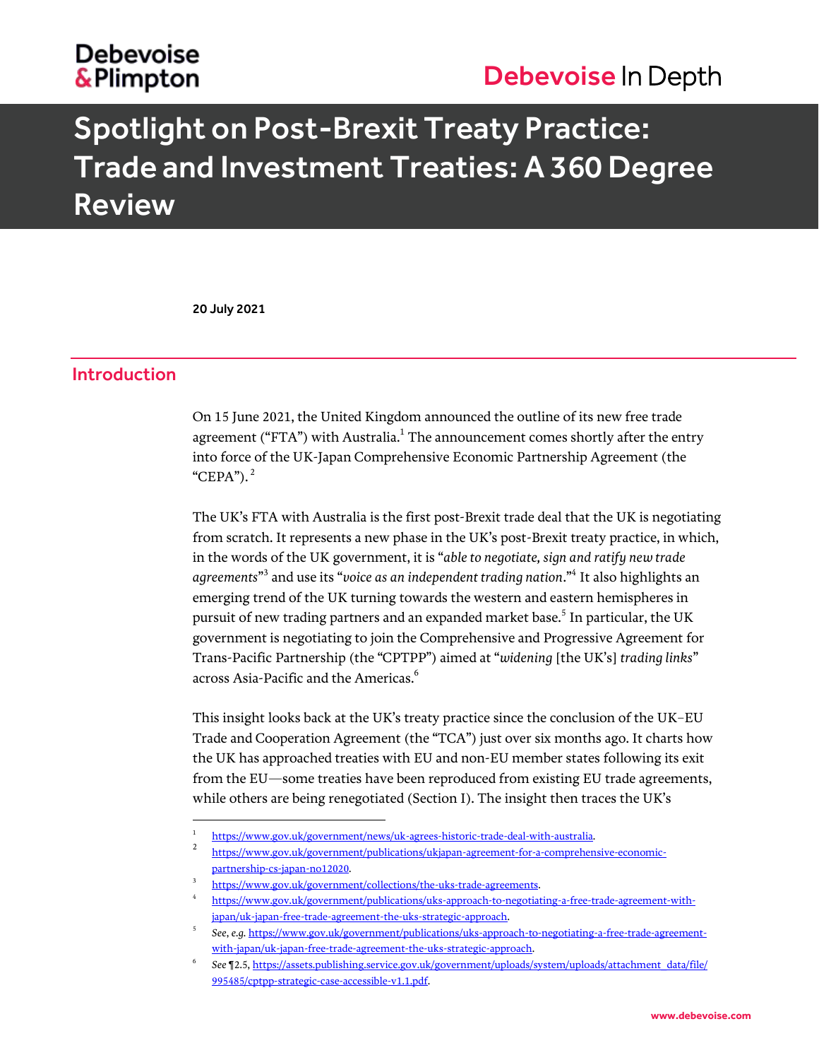Debevoise & Plimpton

Debevoise In Depth

# Spotlight on Post-Brexit Treaty Practice: Trade and Investment Treaties: A 360 Degree Review

**20 July 2021**

## Introduction

On 15 June 2021, the United Kingdom announced the outline of its new free trade agreement ("FTA") with Australia.[1] The announcement comes shortly after the entry into force of the UK-Japan Comprehensive Economic Partnership Agreement (the "CEPA").[2]

The UK's FTA with Australia is the first post-Brexit trade deal that the UK is negotiating from scratch. It represents a new phase in the UK's post-Brexit treaty practice, in which, in the words of the UK government, it is "*able to negotiate, sign and ratify new trade agreements*"[3] and use its "*voice as an independent trading nation*."[4] It also highlights an emerging trend of the UK turning towards the western and eastern hemispheres in pursuit of new trading partners and an expanded market base.[5] In particular, the UK government is negotiating to join the Comprehensive and Progressive Agreement for Trans-Pacific Partnership (the "CPTPP") aimed at "*widening* [the UK's] *trading links*" across Asia-Pacific and the Americas.[6]

This insight looks back at the UK's treaty practice since the conclusion of the UK–EU Trade and Cooperation Agreement (the "TCA") just over six months ago. It charts how the UK has approached treaties with EU and non-EU member states following its exit from the EU—some treaties have been reproduced from existing EU trade agreements, while others are being renegotiated (Section I). The insight then traces the UK's

---

[1] https://www.gov.uk/government/news/uk-agrees-historic-trade-deal-with-australia.

[2] https://www.gov.uk/government/publications/ukjapan-agreement-for-a-comprehensive-economic-partnership-cs-japan-no12020.

[3] https://www.gov.uk/government/collections/the-uks-trade-agreements.

[4] https://www.gov.uk/government/publications/uks-approach-to-negotiating-a-free-trade-agreement-with-japan/uk-japan-free-trade-agreement-the-uks-strategic-approach.

[5] *See*, *e.g.* https://www.gov.uk/government/publications/uks-approach-to-negotiating-a-free-trade-agreement-with-japan/uk-japan-free-trade-agreement-the-uks-strategic-approach.

[6] *See* ¶2.5, https://assets.publishing.service.gov.uk/government/uploads/system/uploads/attachment_data/file/995485/cptpp-strategic-case-accessible-v1.1.pdf.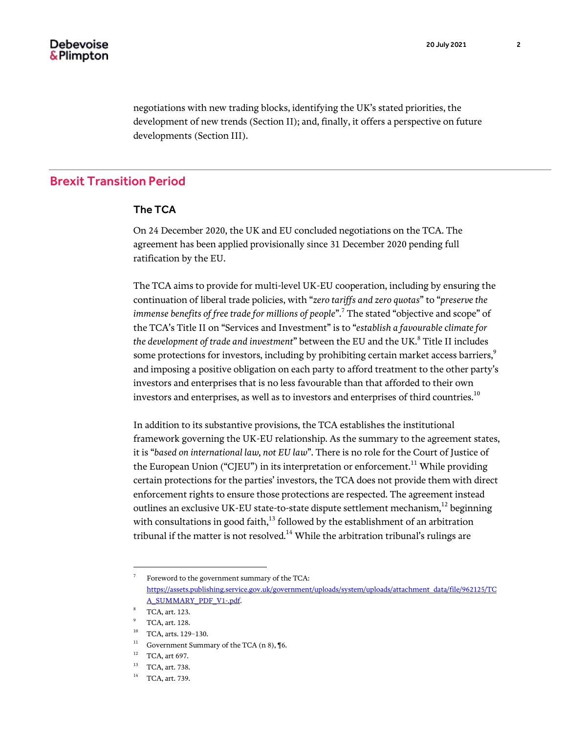negotiations with new trading blocks, identifying the UK's stated priorities, the development of new trends (Section II); and, finally, it offers a perspective on future developments (Section III).

## Brexit Transition Period

### The TCA

On 24 December 2020, the UK and EU concluded negotiations on the TCA. The agreement has been applied provisionally since 31 December 2020 pending full ratification by the EU.

The TCA aims to provide for multi-level UK-EU cooperation, including by ensuring the continuation of liberal trade policies, with "*zero tariffs and zero quotas*" to "*preserve the immense benefits of free trade for millions of people*".[7] The stated "objective and scope" of the TCA's Title II on "Services and Investment" is to "*establish a favourable climate for the development of trade and investment*" between the EU and the UK.[8] Title II includes some protections for investors, including by prohibiting certain market access barriers,[9] and imposing a positive obligation on each party to afford treatment to the other party's investors and enterprises that is no less favourable than that afforded to their own investors and enterprises, as well as to investors and enterprises of third countries.[10]

In addition to its substantive provisions, the TCA establishes the institutional framework governing the UK-EU relationship. As the summary to the agreement states, it is "*based on international law, not EU law*". There is no role for the Court of Justice of the European Union ("CJEU") in its interpretation or enforcement.[11] While providing certain protections for the parties' investors, the TCA does not provide them with direct enforcement rights to ensure those protections are respected. The agreement instead outlines an exclusive UK-EU state-to-state dispute settlement mechanism,[12] beginning with consultations in good faith,[13] followed by the establishment of an arbitration tribunal if the matter is not resolved.[14] While the arbitration tribunal's rulings are

---

[7] Foreword to the government summary of the TCA: https://assets.publishing.service.gov.uk/government/uploads/system/uploads/attachment_data/file/962125/TCA_SUMMARY_PDF_V1-.pdf.

[8] TCA, art. 123.

[9] TCA, art. 128.

[10] TCA, arts. 129–130.

[11] Government Summary of the TCA (n 8), ¶6.

[12] TCA, art 697.

[13] TCA, art. 738.

[14] TCA, art. 739.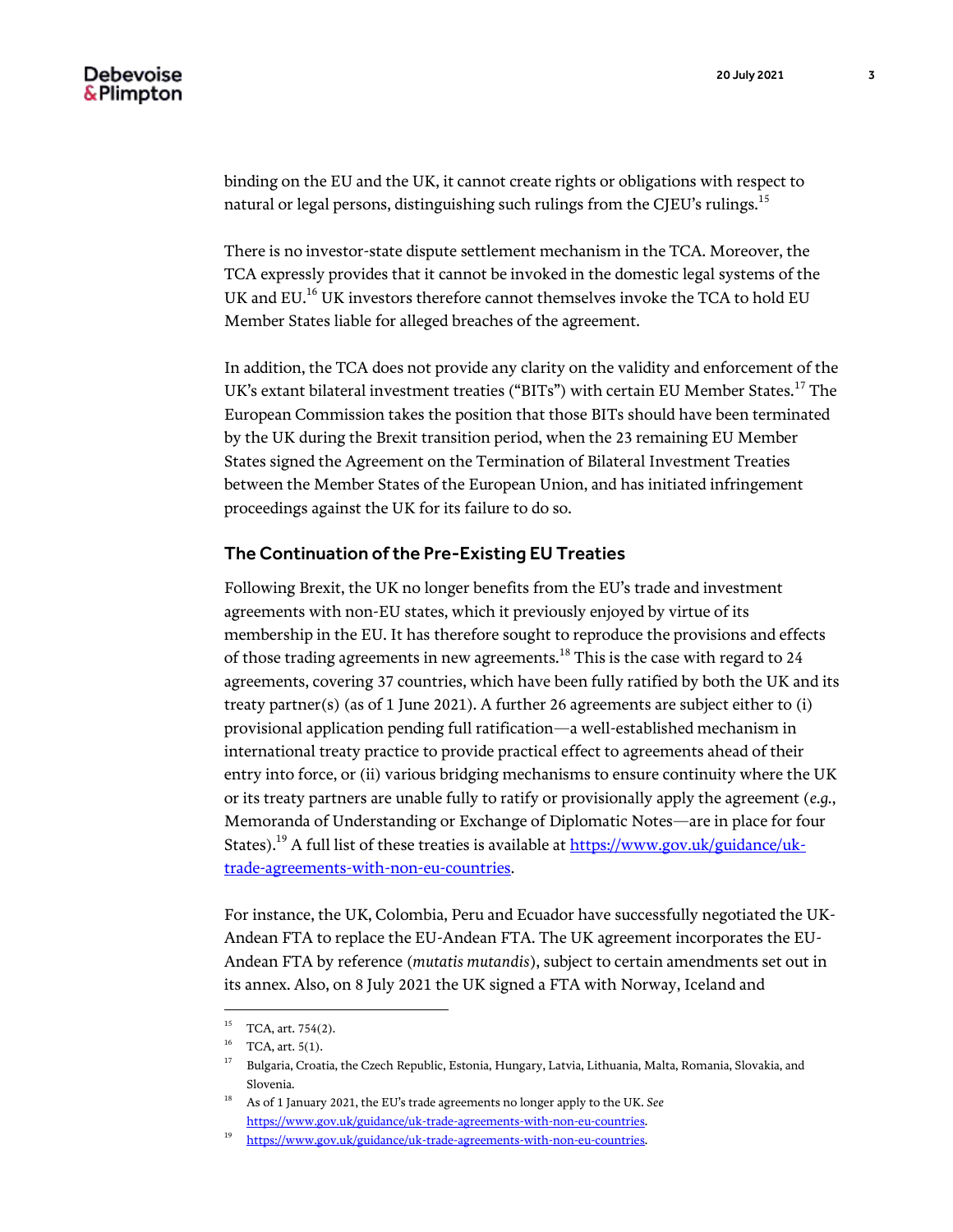binding on the EU and the UK, it cannot create rights or obligations with respect to natural or legal persons, distinguishing such rulings from the CJEU's rulings.[15]

There is no investor-state dispute settlement mechanism in the TCA. Moreover, the TCA expressly provides that it cannot be invoked in the domestic legal systems of the UK and EU.[16] UK investors therefore cannot themselves invoke the TCA to hold EU Member States liable for alleged breaches of the agreement.

In addition, the TCA does not provide any clarity on the validity and enforcement of the UK's extant bilateral investment treaties ("BITs") with certain EU Member States.[17] The European Commission takes the position that those BITs should have been terminated by the UK during the Brexit transition period, when the 23 remaining EU Member States signed the Agreement on the Termination of Bilateral Investment Treaties between the Member States of the European Union, and has initiated infringement proceedings against the UK for its failure to do so.

## The Continuation of the Pre-Existing EU Treaties

Following Brexit, the UK no longer benefits from the EU's trade and investment agreements with non-EU states, which it previously enjoyed by virtue of its membership in the EU. It has therefore sought to reproduce the provisions and effects of those trading agreements in new agreements.[18] This is the case with regard to 24 agreements, covering 37 countries, which have been fully ratified by both the UK and its treaty partner(s) (as of 1 June 2021). A further 26 agreements are subject either to (i) provisional application pending full ratification—a well-established mechanism in international treaty practice to provide practical effect to agreements ahead of their entry into force, or (ii) various bridging mechanisms to ensure continuity where the UK or its treaty partners are unable fully to ratify or provisionally apply the agreement (*e.g.*, Memoranda of Understanding or Exchange of Diplomatic Notes—are in place for four States).[19] A full list of these treaties is available at [https://www.gov.uk/guidance/uk-trade-agreements-with-non-eu-countries](https://www.gov.uk/guidance/uk-trade-agreements-with-non-eu-countries).

For instance, the UK, Colombia, Peru and Ecuador have successfully negotiated the UK-Andean FTA to replace the EU-Andean FTA. The UK agreement incorporates the EU-Andean FTA by reference (*mutatis mutandis*), subject to certain amendments set out in its annex. Also, on 8 July 2021 the UK signed a FTA with Norway, Iceland and

---

[15] TCA, art. 754(2).

[16] TCA, art. 5(1).

[17] Bulgaria, Croatia, the Czech Republic, Estonia, Hungary, Latvia, Lithuania, Malta, Romania, Slovakia, and Slovenia.

[18] As of 1 January 2021, the EU's trade agreements no longer apply to the UK. *See* [https://www.gov.uk/guidance/uk-trade-agreements-with-non-eu-countries](https://www.gov.uk/guidance/uk-trade-agreements-with-non-eu-countries).

[19] [https://www.gov.uk/guidance/uk-trade-agreements-with-non-eu-countries](https://www.gov.uk/guidance/uk-trade-agreements-with-non-eu-countries).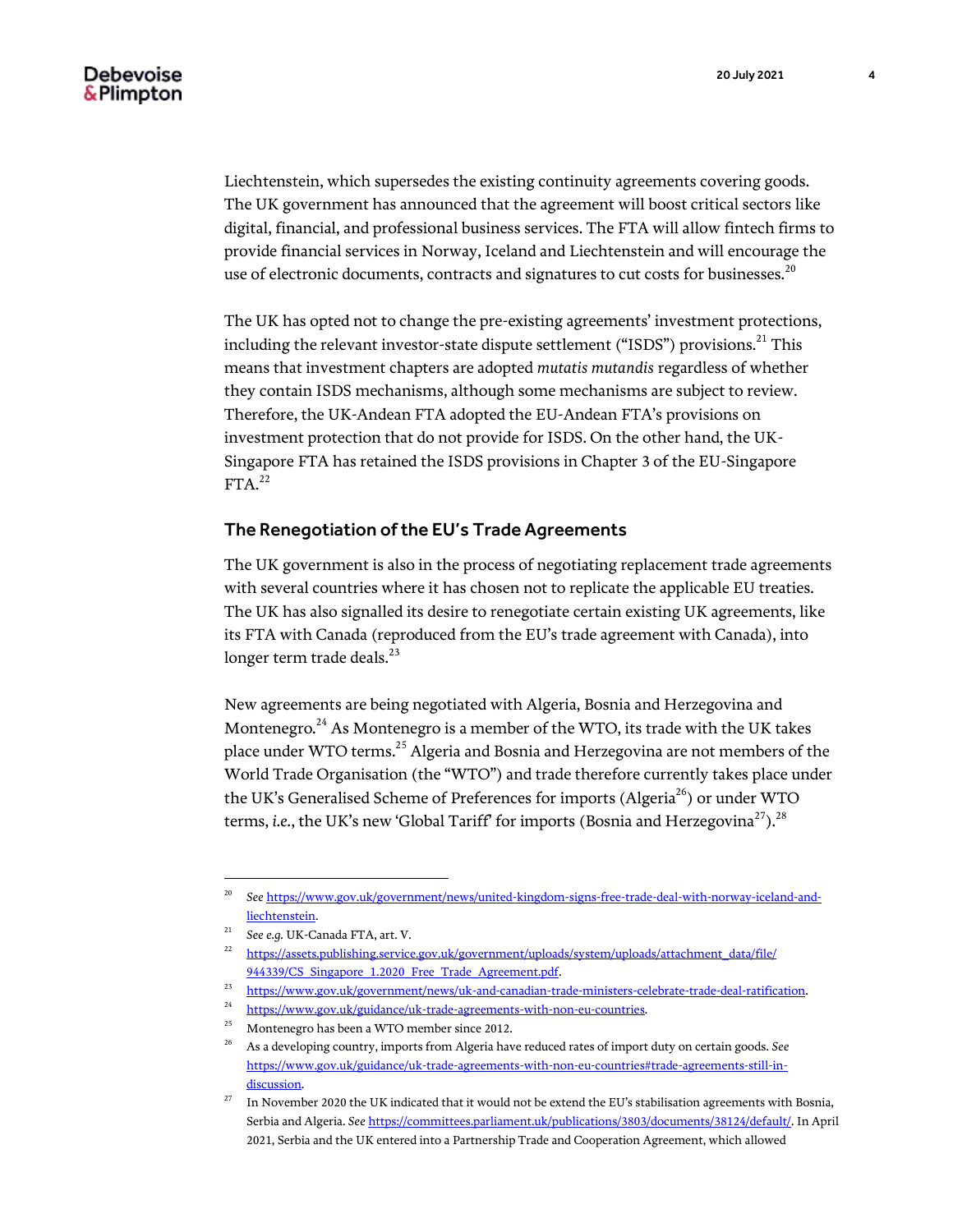Liechtenstein, which supersedes the existing continuity agreements covering goods. The UK government has announced that the agreement will boost critical sectors like digital, financial, and professional business services. The FTA will allow fintech firms to provide financial services in Norway, Iceland and Liechtenstein and will encourage the use of electronic documents, contracts and signatures to cut costs for businesses.[20]

The UK has opted not to change the pre-existing agreements' investment protections, including the relevant investor-state dispute settlement ("ISDS") provisions.[21] This means that investment chapters are adopted *mutatis mutandis* regardless of whether they contain ISDS mechanisms, although some mechanisms are subject to review. Therefore, the UK-Andean FTA adopted the EU-Andean FTA's provisions on investment protection that do not provide for ISDS. On the other hand, the UK-Singapore FTA has retained the ISDS provisions in Chapter 3 of the EU-Singapore FTA.[22]

## The Renegotiation of the EU's Trade Agreements

The UK government is also in the process of negotiating replacement trade agreements with several countries where it has chosen not to replicate the applicable EU treaties. The UK has also signalled its desire to renegotiate certain existing UK agreements, like its FTA with Canada (reproduced from the EU's trade agreement with Canada), into longer term trade deals.[23]

New agreements are being negotiated with Algeria, Bosnia and Herzegovina and Montenegro.[24] As Montenegro is a member of the WTO, its trade with the UK takes place under WTO terms.[25] Algeria and Bosnia and Herzegovina are not members of the World Trade Organisation (the "WTO") and trade therefore currently takes place under the UK's Generalised Scheme of Preferences for imports (Algeria[26]) or under WTO terms, *i.e.*, the UK's new 'Global Tariff' for imports (Bosnia and Herzegovina[27]).[28]

---

[20] *See* https://www.gov.uk/government/news/united-kingdom-signs-free-trade-deal-with-norway-iceland-and-liechtenstein.

[21] *See e.g.* UK-Canada FTA, art. V.

[22] https://assets.publishing.service.gov.uk/government/uploads/system/uploads/attachment_data/file/944339/CS_Singapore_1.2020_Free_Trade_Agreement.pdf.

[23] https://www.gov.uk/government/news/uk-and-canadian-trade-ministers-celebrate-trade-deal-ratification.

[24] https://www.gov.uk/guidance/uk-trade-agreements-with-non-eu-countries.

[25] Montenegro has been a WTO member since 2012.

[26] As a developing country, imports from Algeria have reduced rates of import duty on certain goods. *See* https://www.gov.uk/guidance/uk-trade-agreements-with-non-eu-countries#trade-agreements-still-in-discussion.

[27] In November 2020 the UK indicated that it would not be extend the EU's stabilisation agreements with Bosnia, Serbia and Algeria. *See* https://committees.parliament.uk/publications/3803/documents/38124/default/. In April 2021, Serbia and the UK entered into a Partnership Trade and Cooperation Agreement, which allowed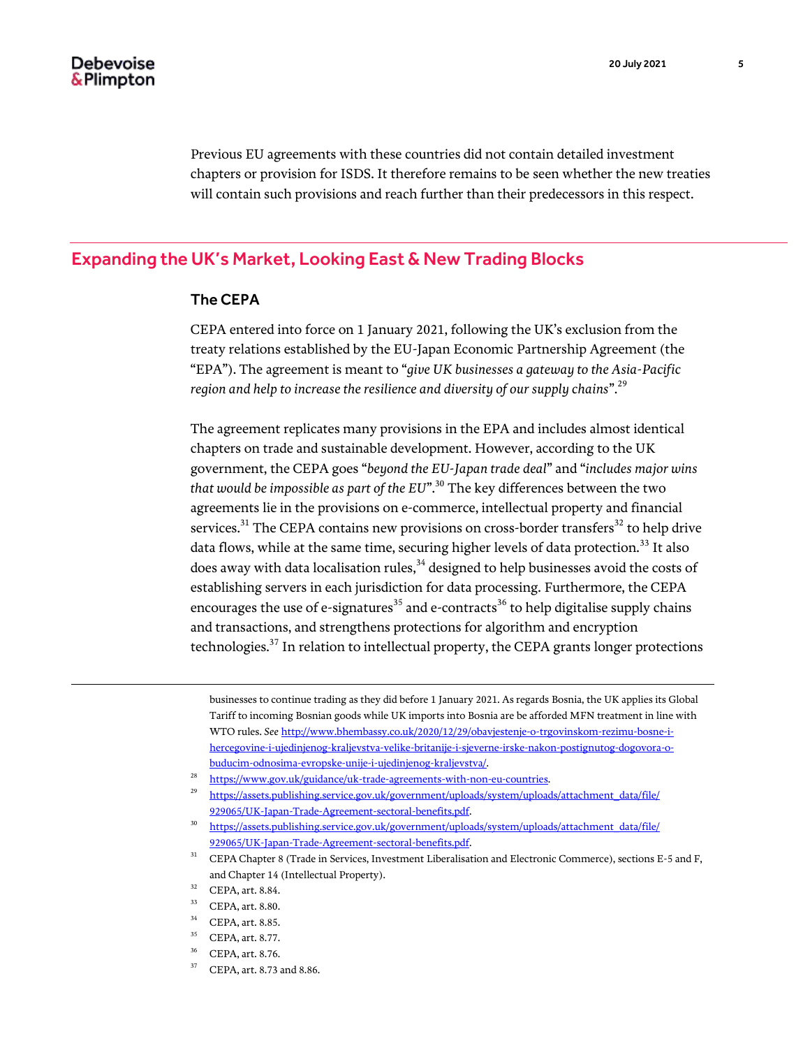Previous EU agreements with these countries did not contain detailed investment chapters or provision for ISDS. It therefore remains to be seen whether the new treaties will contain such provisions and reach further than their predecessors in this respect.

## Expanding the UK's Market, Looking East & New Trading Blocks

### The CEPA

CEPA entered into force on 1 January 2021, following the UK's exclusion from the treaty relations established by the EU-Japan Economic Partnership Agreement (the "EPA"). The agreement is meant to "*give UK businesses a gateway to the Asia-Pacific region and help to increase the resilience and diversity of our supply chains*".[29]

The agreement replicates many provisions in the EPA and includes almost identical chapters on trade and sustainable development. However, according to the UK government, the CEPA goes "*beyond the EU-Japan trade deal*" and "*includes major wins that would be impossible as part of the EU*".[30] The key differences between the two agreements lie in the provisions on e-commerce, intellectual property and financial services.[31] The CEPA contains new provisions on cross-border transfers[32] to help drive data flows, while at the same time, securing higher levels of data protection.[33] It also does away with data localisation rules,[34] designed to help businesses avoid the costs of establishing servers in each jurisdiction for data processing. Furthermore, the CEPA encourages the use of e-signatures[35] and e-contracts[36] to help digitalise supply chains and transactions, and strengthens protections for algorithm and encryption technologies.[37] In relation to intellectual property, the CEPA grants longer protections

---

businesses to continue trading as they did before 1 January 2021. As regards Bosnia, the UK applies its Global Tariff to incoming Bosnian goods while UK imports into Bosnia are be afforded MFN treatment in line with WTO rules. *See* http://www.bhembassy.co.uk/2020/12/29/obavjestenje-o-trgovinskom-rezimu-bosne-i-hercegovine-i-ujedinjenog-kraljevstva-velike-britanije-i-sjeverne-irske-nakon-postignutog-dogovora-o-buducim-odnosima-evropske-unije-i-ujedinjenog-kraljevstva/.

[28] https://www.gov.uk/guidance/uk-trade-agreements-with-non-eu-countries.

[29] https://assets.publishing.service.gov.uk/government/uploads/system/uploads/attachment_data/file/929065/UK-Japan-Trade-Agreement-sectoral-benefits.pdf.

[30] https://assets.publishing.service.gov.uk/government/uploads/system/uploads/attachment_data/file/929065/UK-Japan-Trade-Agreement-sectoral-benefits.pdf.

[31] CEPA Chapter 8 (Trade in Services, Investment Liberalisation and Electronic Commerce), sections E-5 and F, and Chapter 14 (Intellectual Property).

[32] CEPA, art. 8.84.

[33] CEPA, art. 8.80.

[34] CEPA, art. 8.85.

[35] CEPA, art. 8.77.

[36] CEPA, art. 8.76.

[37] CEPA, art. 8.73 and 8.86.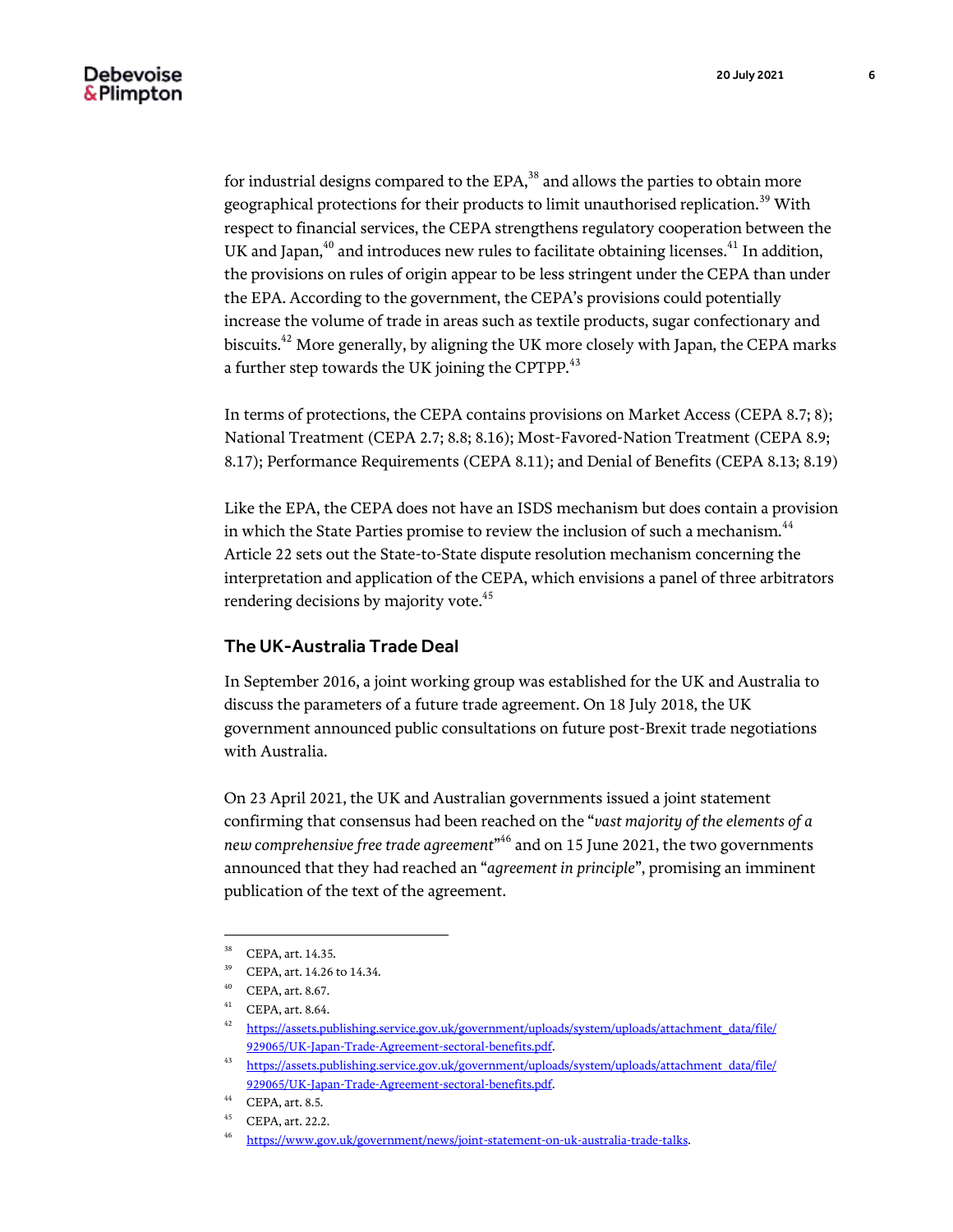for industrial designs compared to the EPA,[38] and allows the parties to obtain more geographical protections for their products to limit unauthorised replication.[39] With respect to financial services, the CEPA strengthens regulatory cooperation between the UK and Japan,[40] and introduces new rules to facilitate obtaining licenses.[41] In addition, the provisions on rules of origin appear to be less stringent under the CEPA than under the EPA. According to the government, the CEPA's provisions could potentially increase the volume of trade in areas such as textile products, sugar confectionary and biscuits.[42] More generally, by aligning the UK more closely with Japan, the CEPA marks a further step towards the UK joining the CPTPP.[43]

In terms of protections, the CEPA contains provisions on Market Access (CEPA 8.7; 8); National Treatment (CEPA 2.7; 8.8; 8.16); Most-Favored-Nation Treatment (CEPA 8.9; 8.17); Performance Requirements (CEPA 8.11); and Denial of Benefits (CEPA 8.13; 8.19)

Like the EPA, the CEPA does not have an ISDS mechanism but does contain a provision in which the State Parties promise to review the inclusion of such a mechanism.[44] Article 22 sets out the State-to-State dispute resolution mechanism concerning the interpretation and application of the CEPA, which envisions a panel of three arbitrators rendering decisions by majority vote.[45]

## The UK-Australia Trade Deal

In September 2016, a joint working group was established for the UK and Australia to discuss the parameters of a future trade agreement. On 18 July 2018, the UK government announced public consultations on future post-Brexit trade negotiations with Australia.

On 23 April 2021, the UK and Australian governments issued a joint statement confirming that consensus had been reached on the "*vast majority of the elements of a new comprehensive free trade agreement*"[46] and on 15 June 2021, the two governments announced that they had reached an "*agreement in principle*", promising an imminent publication of the text of the agreement.

---

[38] CEPA, art. 14.35.

[39] CEPA, art. 14.26 to 14.34.

[40] CEPA, art. 8.67.

[41] CEPA, art. 8.64.

[42] https://assets.publishing.service.gov.uk/government/uploads/system/uploads/attachment_data/file/929065/UK-Japan-Trade-Agreement-sectoral-benefits.pdf.

[43] https://assets.publishing.service.gov.uk/government/uploads/system/uploads/attachment_data/file/929065/UK-Japan-Trade-Agreement-sectoral-benefits.pdf.

[44] CEPA, art. 8.5.

[45] CEPA, art. 22.2.

[46] https://www.gov.uk/government/news/joint-statement-on-uk-australia-trade-talks.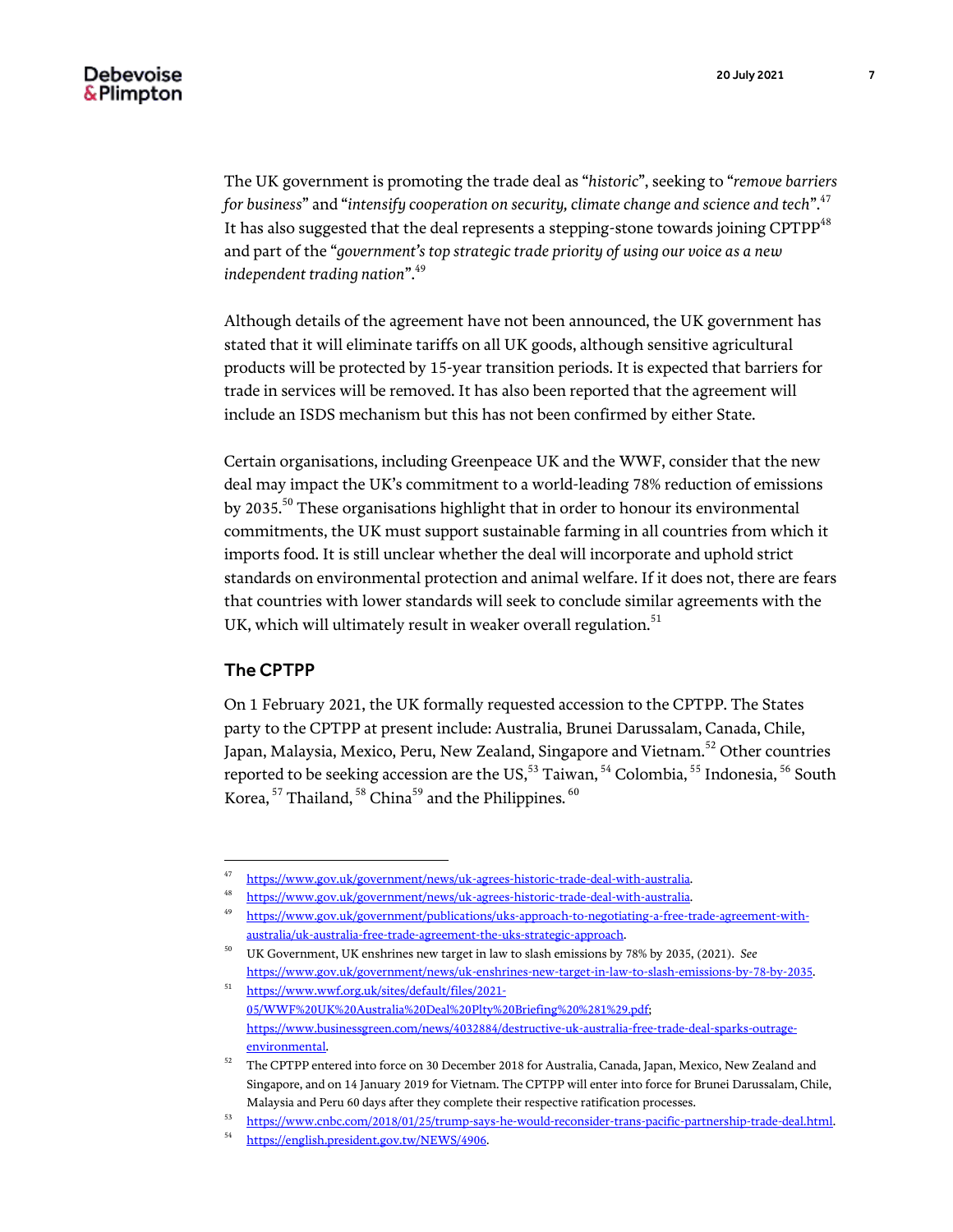The UK government is promoting the trade deal as "*historic*", seeking to "*remove barriers for business*" and "*intensify cooperation on security, climate change and science and tech*".[47] It has also suggested that the deal represents a stepping-stone towards joining CPTPP[48] and part of the "*government's top strategic trade priority of using our voice as a new independent trading nation*".[49]

Although details of the agreement have not been announced, the UK government has stated that it will eliminate tariffs on all UK goods, although sensitive agricultural products will be protected by 15-year transition periods. It is expected that barriers for trade in services will be removed. It has also been reported that the agreement will include an ISDS mechanism but this has not been confirmed by either State.

Certain organisations, including Greenpeace UK and the WWF, consider that the new deal may impact the UK's commitment to a world-leading 78% reduction of emissions by 2035.[50] These organisations highlight that in order to honour its environmental commitments, the UK must support sustainable farming in all countries from which it imports food. It is still unclear whether the deal will incorporate and uphold strict standards on environmental protection and animal welfare. If it does not, there are fears that countries with lower standards will seek to conclude similar agreements with the UK, which will ultimately result in weaker overall regulation.[51]

## The CPTPP

On 1 February 2021, the UK formally requested accession to the CPTPP. The States party to the CPTPP at present include: Australia, Brunei Darussalam, Canada, Chile, Japan, Malaysia, Mexico, Peru, New Zealand, Singapore and Vietnam.[52] Other countries reported to be seeking accession are the US,[53] Taiwan,[54] Colombia,[55] Indonesia,[56] South Korea,[57] Thailand,[58] China[59] and the Philippines.[60]

---

[47] https://www.gov.uk/government/news/uk-agrees-historic-trade-deal-with-australia.

[48] https://www.gov.uk/government/news/uk-agrees-historic-trade-deal-with-australia.

[49] https://www.gov.uk/government/publications/uks-approach-to-negotiating-a-free-trade-agreement-with-australia/uk-australia-free-trade-agreement-the-uks-strategic-approach.

[50] UK Government, UK enshrines new target in law to slash emissions by 78% by 2035, (2021). *See* https://www.gov.uk/government/news/uk-enshrines-new-target-in-law-to-slash-emissions-by-78-by-2035.

[51] https://www.wwf.org.uk/sites/default/files/2021-05/WWF%20UK%20Australia%20Deal%20Plty%20Briefing%20%281%29.pdf; https://www.businessgreen.com/news/4032884/destructive-uk-australia-free-trade-deal-sparks-outrage-environmental.

[52] The CPTPP entered into force on 30 December 2018 for Australia, Canada, Japan, Mexico, New Zealand and Singapore, and on 14 January 2019 for Vietnam. The CPTPP will enter into force for Brunei Darussalam, Chile, Malaysia and Peru 60 days after they complete their respective ratification processes.

[53] https://www.cnbc.com/2018/01/25/trump-says-he-would-reconsider-trans-pacific-partnership-trade-deal.html.

[54] https://english.president.gov.tw/NEWS/4906.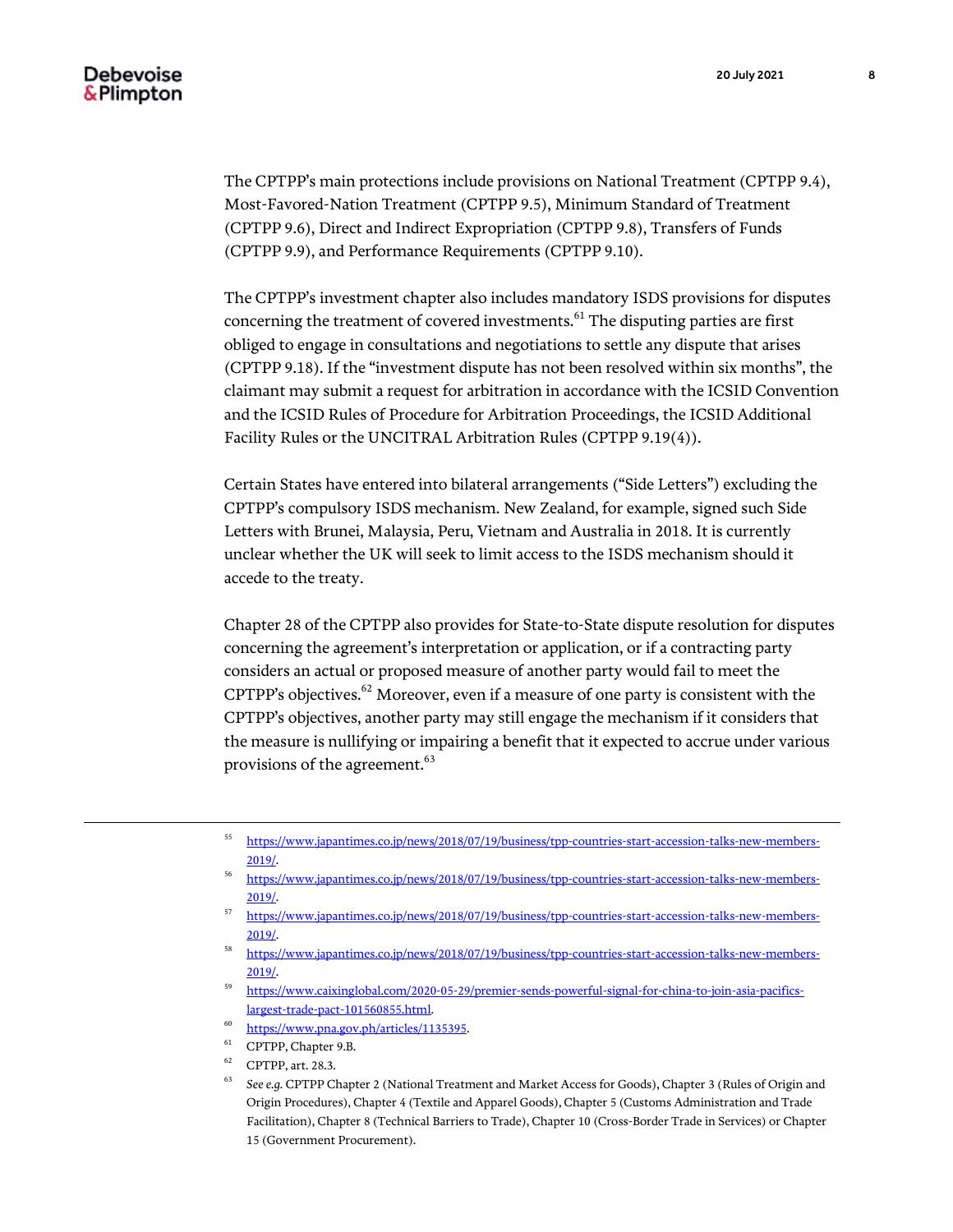The CPTPP's main protections include provisions on National Treatment (CPTPP 9.4), Most-Favored-Nation Treatment (CPTPP 9.5), Minimum Standard of Treatment (CPTPP 9.6), Direct and Indirect Expropriation (CPTPP 9.8), Transfers of Funds (CPTPP 9.9), and Performance Requirements (CPTPP 9.10).

The CPTPP's investment chapter also includes mandatory ISDS provisions for disputes concerning the treatment of covered investments.[61] The disputing parties are first obliged to engage in consultations and negotiations to settle any dispute that arises (CPTPP 9.18). If the "investment dispute has not been resolved within six months", the claimant may submit a request for arbitration in accordance with the ICSID Convention and the ICSID Rules of Procedure for Arbitration Proceedings, the ICSID Additional Facility Rules or the UNCITRAL Arbitration Rules (CPTPP 9.19(4)).

Certain States have entered into bilateral arrangements ("Side Letters") excluding the CPTPP's compulsory ISDS mechanism. New Zealand, for example, signed such Side Letters with Brunei, Malaysia, Peru, Vietnam and Australia in 2018. It is currently unclear whether the UK will seek to limit access to the ISDS mechanism should it accede to the treaty.

Chapter 28 of the CPTPP also provides for State-to-State dispute resolution for disputes concerning the agreement's interpretation or application, or if a contracting party considers an actual or proposed measure of another party would fail to meet the CPTPP's objectives.[62] Moreover, even if a measure of one party is consistent with the CPTPP's objectives, another party may still engage the mechanism if it considers that the measure is nullifying or impairing a benefit that it expected to accrue under various provisions of the agreement.[63]

---

[55] https://www.japantimes.co.jp/news/2018/07/19/business/tpp-countries-start-accession-talks-new-members-2019/.

[56] https://www.japantimes.co.jp/news/2018/07/19/business/tpp-countries-start-accession-talks-new-members-2019/.

[57] https://www.japantimes.co.jp/news/2018/07/19/business/tpp-countries-start-accession-talks-new-members-2019/.

[58] https://www.japantimes.co.jp/news/2018/07/19/business/tpp-countries-start-accession-talks-new-members-2019/.

[59] https://www.caixinglobal.com/2020-05-29/premier-sends-powerful-signal-for-china-to-join-asia-pacifics-largest-trade-pact-101560855.html.

[60] https://www.pna.gov.ph/articles/1135395.

[61] CPTPP, Chapter 9.B.

[62] CPTPP, art. 28.3.

[63] *See e.g.* CPTPP Chapter 2 (National Treatment and Market Access for Goods), Chapter 3 (Rules of Origin and Origin Procedures), Chapter 4 (Textile and Apparel Goods), Chapter 5 (Customs Administration and Trade Facilitation), Chapter 8 (Technical Barriers to Trade), Chapter 10 (Cross-Border Trade in Services) or Chapter 15 (Government Procurement).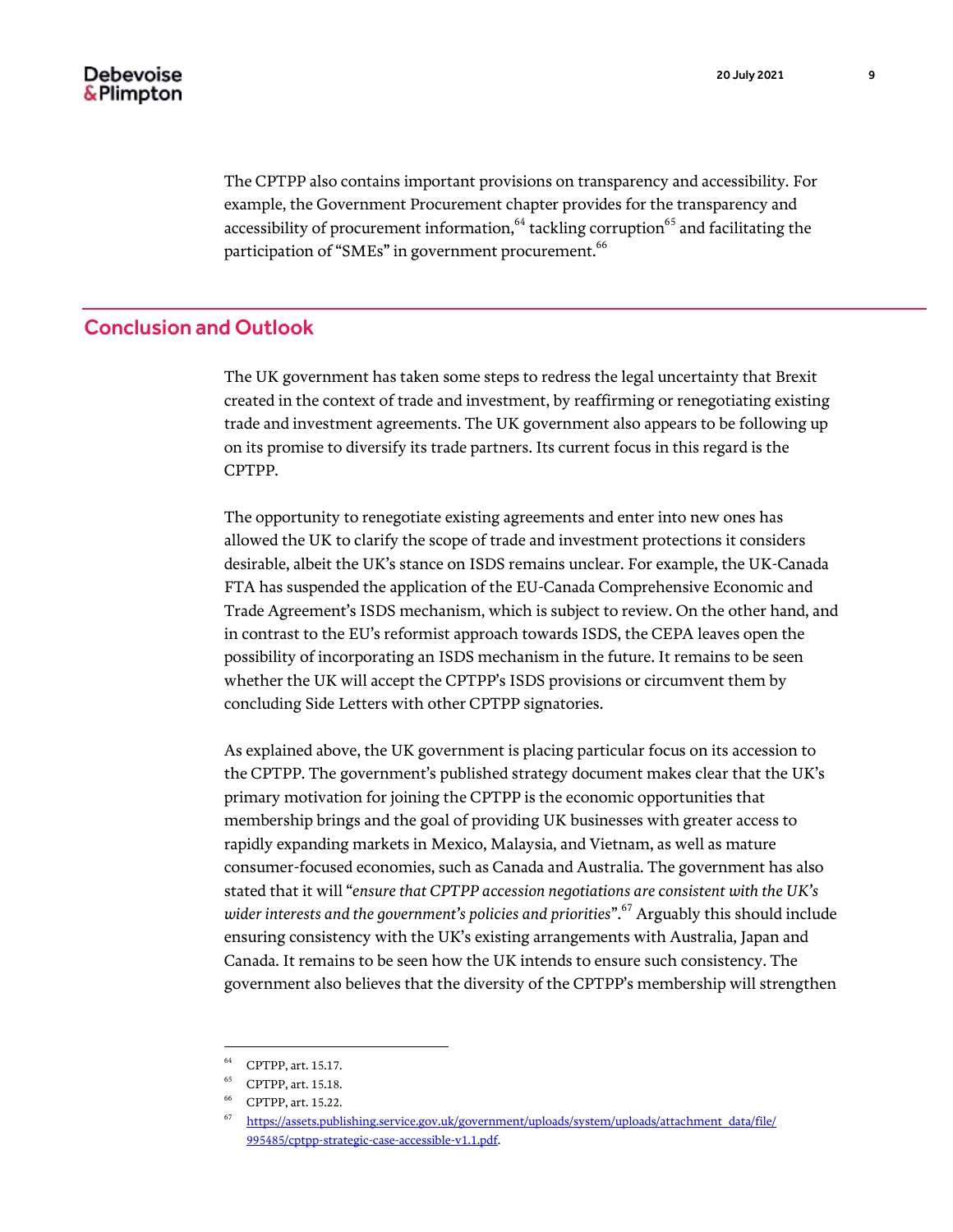The CPTPP also contains important provisions on transparency and accessibility. For example, the Government Procurement chapter provides for the transparency and accessibility of procurement information,[64] tackling corruption[65] and facilitating the participation of "SMEs" in government procurement.[66]

## Conclusion and Outlook

The UK government has taken some steps to redress the legal uncertainty that Brexit created in the context of trade and investment, by reaffirming or renegotiating existing trade and investment agreements. The UK government also appears to be following up on its promise to diversify its trade partners. Its current focus in this regard is the CPTPP.

The opportunity to renegotiate existing agreements and enter into new ones has allowed the UK to clarify the scope of trade and investment protections it considers desirable, albeit the UK's stance on ISDS remains unclear. For example, the UK-Canada FTA has suspended the application of the EU-Canada Comprehensive Economic and Trade Agreement's ISDS mechanism, which is subject to review. On the other hand, and in contrast to the EU's reformist approach towards ISDS, the CEPA leaves open the possibility of incorporating an ISDS mechanism in the future. It remains to be seen whether the UK will accept the CPTPP's ISDS provisions or circumvent them by concluding Side Letters with other CPTPP signatories.

As explained above, the UK government is placing particular focus on its accession to the CPTPP. The government's published strategy document makes clear that the UK's primary motivation for joining the CPTPP is the economic opportunities that membership brings and the goal of providing UK businesses with greater access to rapidly expanding markets in Mexico, Malaysia, and Vietnam, as well as mature consumer-focused economies, such as Canada and Australia. The government has also stated that it will "*ensure that CPTPP accession negotiations are consistent with the UK's wider interests and the government's policies and priorities*".[67] Arguably this should include ensuring consistency with the UK's existing arrangements with Australia, Japan and Canada. It remains to be seen how the UK intends to ensure such consistency. The government also believes that the diversity of the CPTPP's membership will strengthen

---

[64] CPTPP, art. 15.17.

[65] CPTPP, art. 15.18.

[66] CPTPP, art. 15.22.

[67] https://assets.publishing.service.gov.uk/government/uploads/system/uploads/attachment_data/file/995485/cptpp-strategic-case-accessible-v1.1.pdf.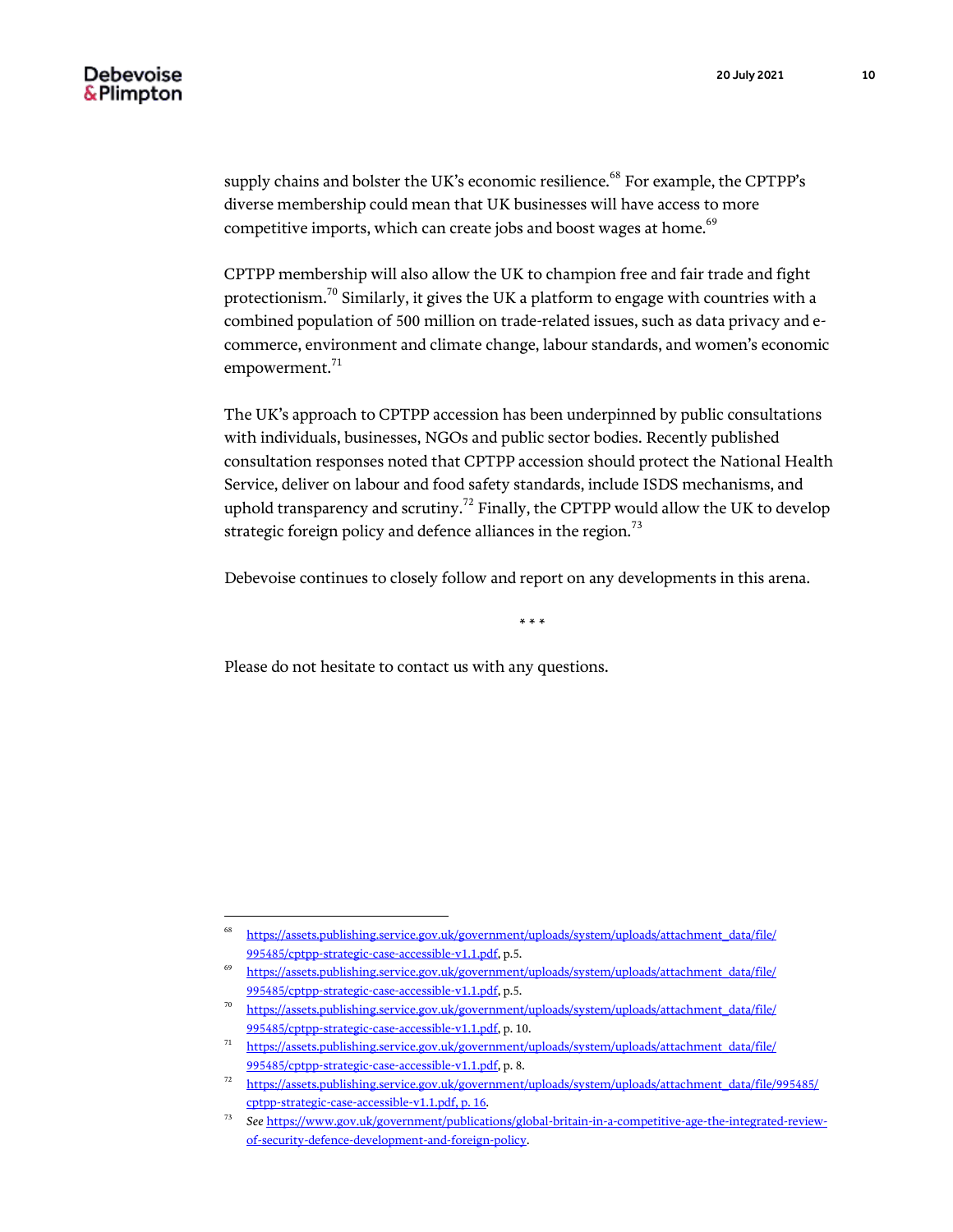supply chains and bolster the UK's economic resilience.[68] For example, the CPTPP's diverse membership could mean that UK businesses will have access to more competitive imports, which can create jobs and boost wages at home.[69]

CPTPP membership will also allow the UK to champion free and fair trade and fight protectionism.[70] Similarly, it gives the UK a platform to engage with countries with a combined population of 500 million on trade-related issues, such as data privacy and e-commerce, environment and climate change, labour standards, and women's economic empowerment.[71]

The UK's approach to CPTPP accession has been underpinned by public consultations with individuals, businesses, NGOs and public sector bodies. Recently published consultation responses noted that CPTPP accession should protect the National Health Service, deliver on labour and food safety standards, include ISDS mechanisms, and uphold transparency and scrutiny.[72] Finally, the CPTPP would allow the UK to develop strategic foreign policy and defence alliances in the region.[73]

Debevoise continues to closely follow and report on any developments in this arena.

\* \* \*

Please do not hesitate to contact us with any questions.

---

[68] https://assets.publishing.service.gov.uk/government/uploads/system/uploads/attachment_data/file/995485/cptpp-strategic-case-accessible-v1.1.pdf, p.5.

[69] https://assets.publishing.service.gov.uk/government/uploads/system/uploads/attachment_data/file/995485/cptpp-strategic-case-accessible-v1.1.pdf, p.5.

[70] https://assets.publishing.service.gov.uk/government/uploads/system/uploads/attachment_data/file/995485/cptpp-strategic-case-accessible-v1.1.pdf, p. 10.

[71] https://assets.publishing.service.gov.uk/government/uploads/system/uploads/attachment_data/file/995485/cptpp-strategic-case-accessible-v1.1.pdf, p. 8.

[72] https://assets.publishing.service.gov.uk/government/uploads/system/uploads/attachment_data/file/995485/cptpp-strategic-case-accessible-v1.1.pdf, p. 16.

[73] *See* https://www.gov.uk/government/publications/global-britain-in-a-competitive-age-the-integrated-review-of-security-defence-development-and-foreign-policy.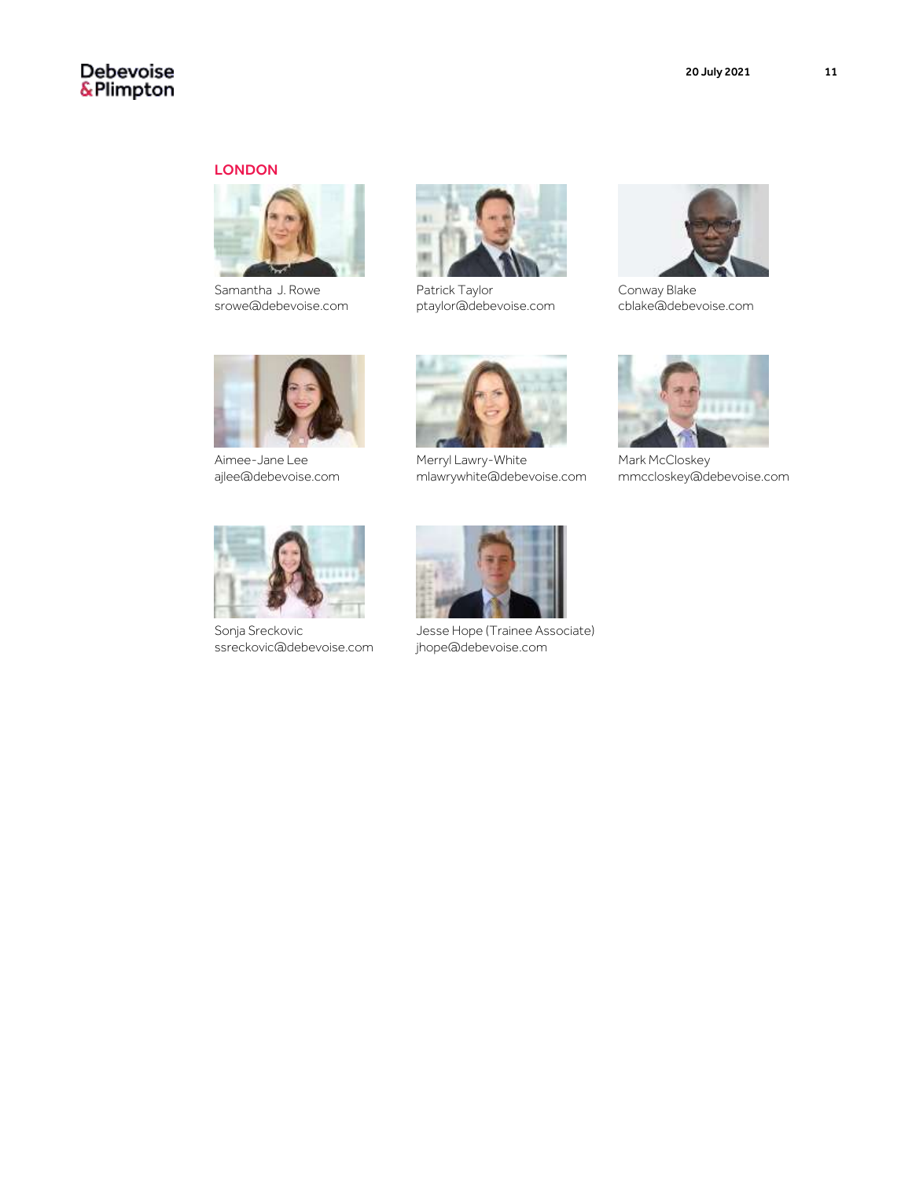## LONDON

Samantha J. Rowe
srowe@debevoise.com

Patrick Taylor
ptaylor@debevoise.com

Conway Blake
cblake@debevoise.com

Aimee-Jane Lee
ajlee@debevoise.com

Merryl Lawry-White
mlawrywhite@debevoise.com

Mark McCloskey
mmccloskey@debevoise.com

Sonja Sreckovic
ssreckovic@debevoise.com

Jesse Hope (Trainee Associate)
jhope@debevoise.com